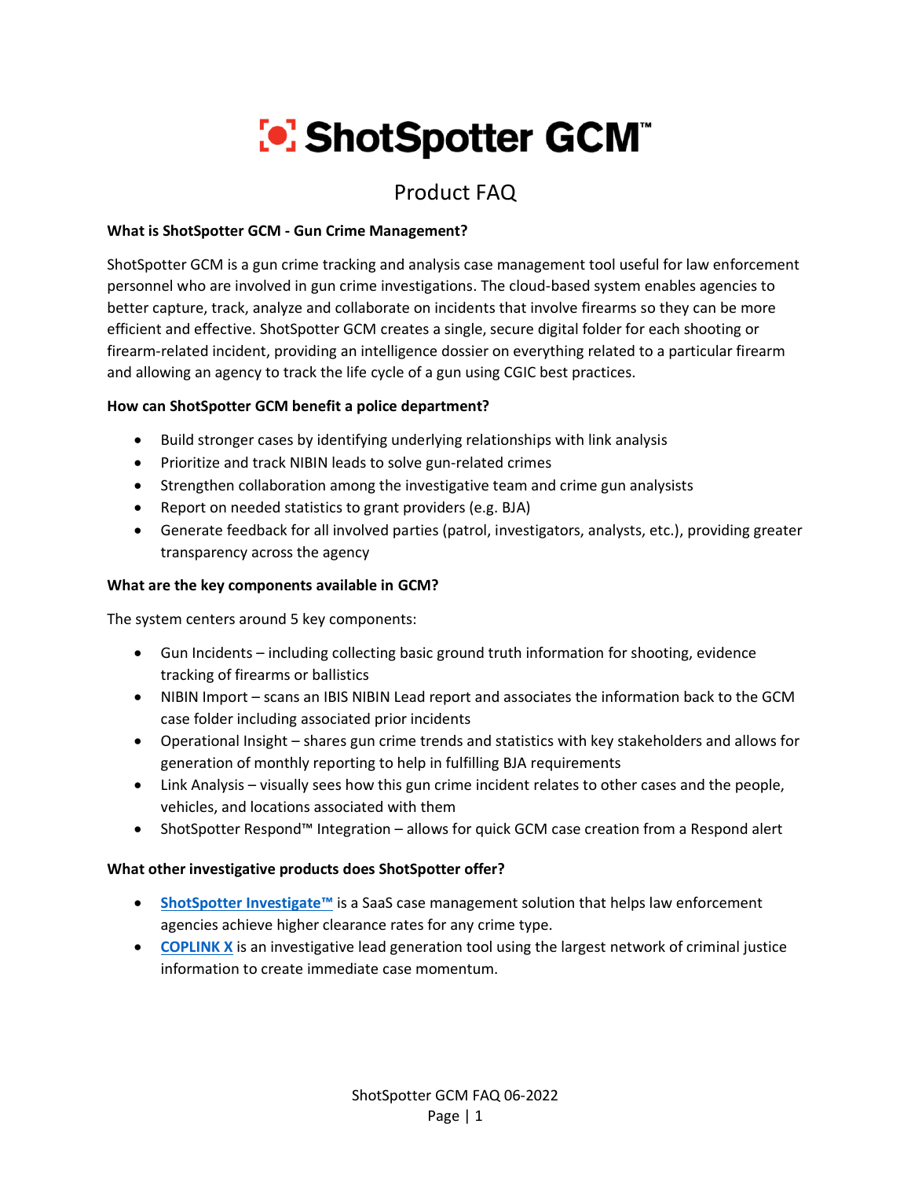# ShotSpotter GCM™

## Product FAQ

### What is ShotSpotter GCM - Gun Crime Management?

ShotSpotter GCM is a gun crime tracking and analysis case management tool useful for law enforcement personnel who are involved in gun crime investigations. The cloud-based system enables agencies to better capture, track, analyze and collaborate on incidents that involve firearms so they can be more efficient and effective. ShotSpotter GCM creates a single, secure digital folder for each shooting or firearm-related incident, providing an intelligence dossier on everything related to a particular firearm and allowing an agency to track the life cycle of a gun using CGIC best practices.

### How can ShotSpotter GCM benefit a police department?

- Build stronger cases by identifying underlying relationships with link analysis
- Prioritize and track NIBIN leads to solve gun-related crimes
- Strengthen collaboration among the investigative team and crime gun analysists
- Report on needed statistics to grant providers (e.g. BJA)
- Generate feedback for all involved parties (patrol, investigators, analysts, etc.), providing greater transparency across the agency

### What are the key components available in GCM?

The system centers around 5 key components:

- Gun Incidents – including collecting basic ground truth information for shooting, evidence tracking of firearms or ballistics
- NIBIN Import – scans an IBIS NIBIN Lead report and associates the information back to the GCM case folder including associated prior incidents
- Operational Insight – shares gun crime trends and statistics with key stakeholders and allows for generation of monthly reporting to help in fulfilling BJA requirements
- Link Analysis – visually sees how this gun crime incident relates to other cases and the people, vehicles, and locations associated with them
- ShotSpotter Respond™ Integration – allows for quick GCM case creation from a Respond alert

### What other investigative products does ShotSpotter offer?

- **ShotSpotter Investigate™** is a SaaS case management solution that helps law enforcement agencies achieve higher clearance rates for any crime type.
- **COPLINK X** is an investigative lead generation tool using the largest network of criminal justice information to create immediate case momentum.

ShotSpotter GCM FAQ 06-2022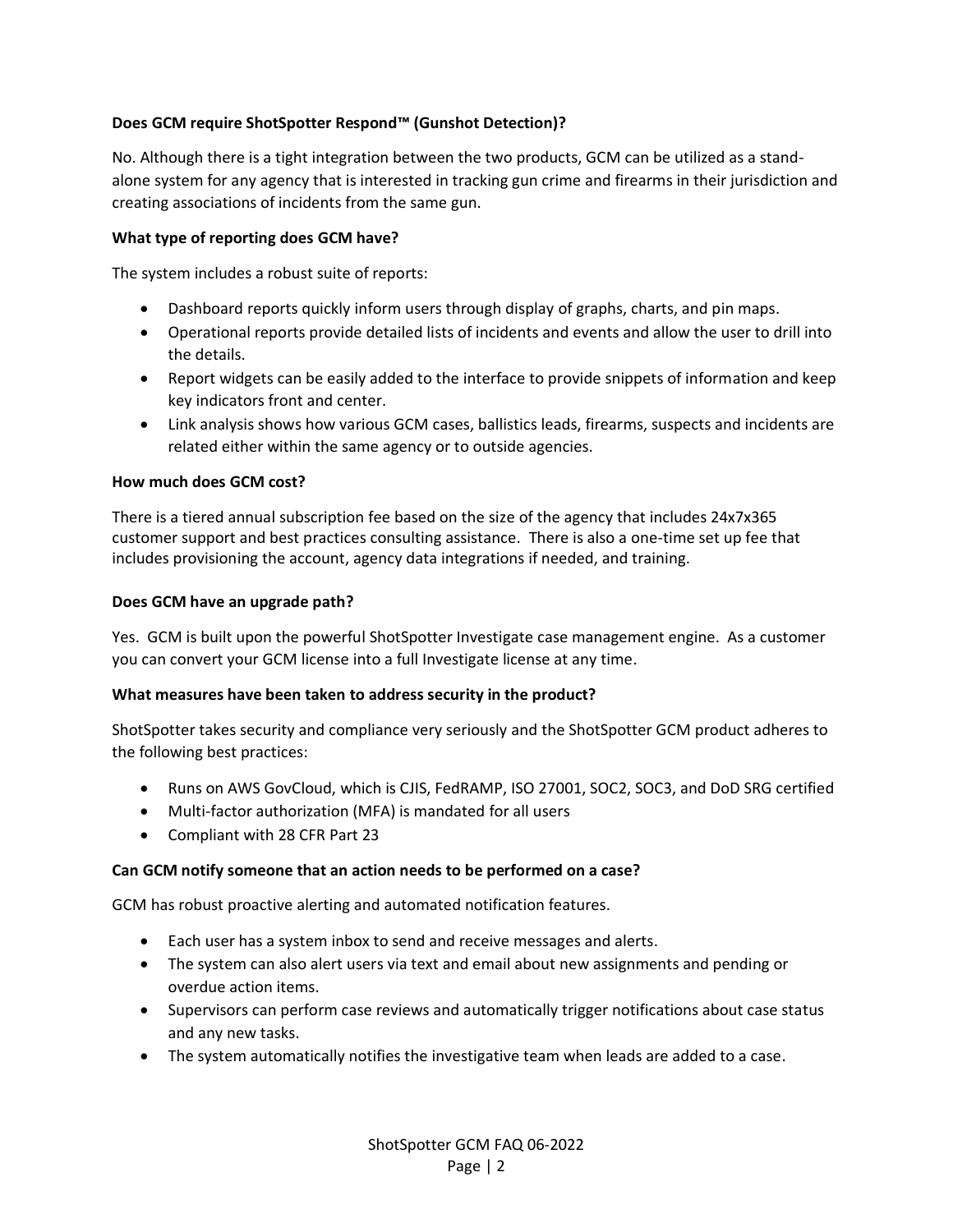**Does GCM require ShotSpotter Respond™ (Gunshot Detection)?**

No. Although there is a tight integration between the two products, GCM can be utilized as a stand-alone system for any agency that is interested in tracking gun crime and firearms in their jurisdiction and creating associations of incidents from the same gun.

**What type of reporting does GCM have?**

The system includes a robust suite of reports:

- Dashboard reports quickly inform users through display of graphs, charts, and pin maps.
- Operational reports provide detailed lists of incidents and events and allow the user to drill into the details.
- Report widgets can be easily added to the interface to provide snippets of information and keep key indicators front and center.
- Link analysis shows how various GCM cases, ballistics leads, firearms, suspects and incidents are related either within the same agency or to outside agencies.

**How much does GCM cost?**

There is a tiered annual subscription fee based on the size of the agency that includes 24x7x365 customer support and best practices consulting assistance. There is also a one-time set up fee that includes provisioning the account, agency data integrations if needed, and training.

**Does GCM have an upgrade path?**

Yes. GCM is built upon the powerful ShotSpotter Investigate case management engine. As a customer you can convert your GCM license into a full Investigate license at any time.

**What measures have been taken to address security in the product?**

ShotSpotter takes security and compliance very seriously and the ShotSpotter GCM product adheres to the following best practices:

- Runs on AWS GovCloud, which is CJIS, FedRAMP, ISO 27001, SOC2, SOC3, and DoD SRG certified
- Multi-factor authorization (MFA) is mandated for all users
- Compliant with 28 CFR Part 23

**Can GCM notify someone that an action needs to be performed on a case?**

GCM has robust proactive alerting and automated notification features.

- Each user has a system inbox to send and receive messages and alerts.
- The system can also alert users via text and email about new assignments and pending or overdue action items.
- Supervisors can perform case reviews and automatically trigger notifications about case status and any new tasks.
- The system automatically notifies the investigative team when leads are added to a case.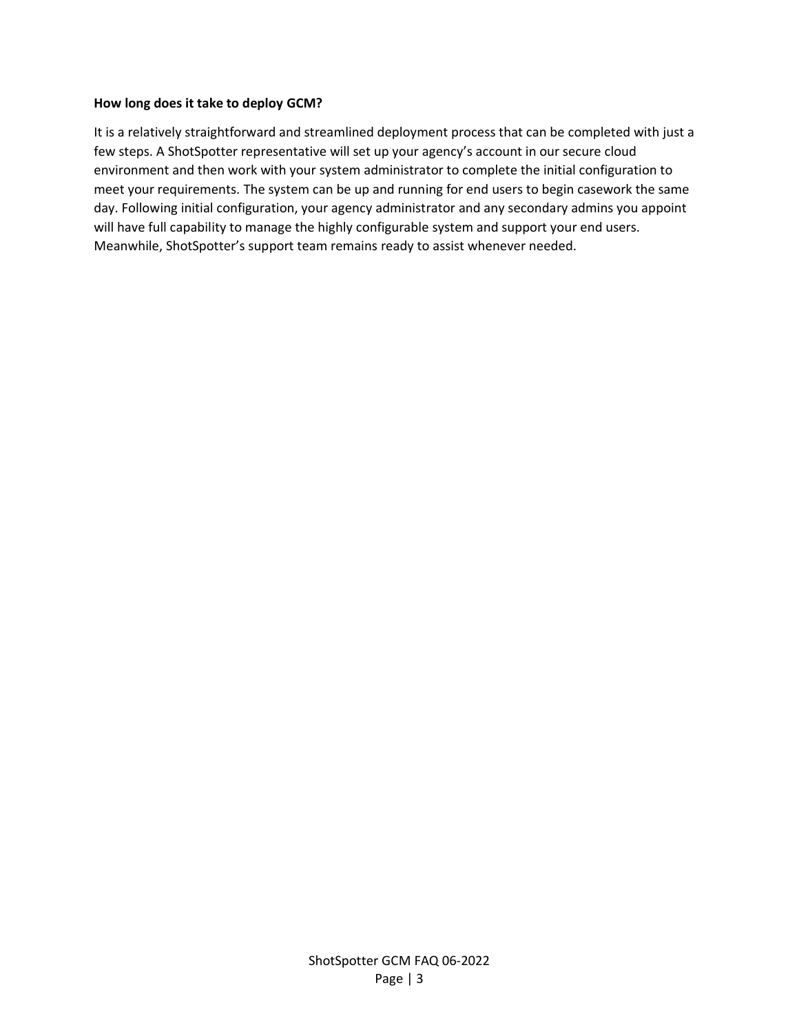**How long does it take to deploy GCM?**

It is a relatively straightforward and streamlined deployment process that can be completed with just a few steps. A ShotSpotter representative will set up your agency's account in our secure cloud environment and then work with your system administrator to complete the initial configuration to meet your requirements. The system can be up and running for end users to begin casework the same day. Following initial configuration, your agency administrator and any secondary admins you appoint will have full capability to manage the highly configurable system and support your end users. Meanwhile, ShotSpotter's support team remains ready to assist whenever needed.